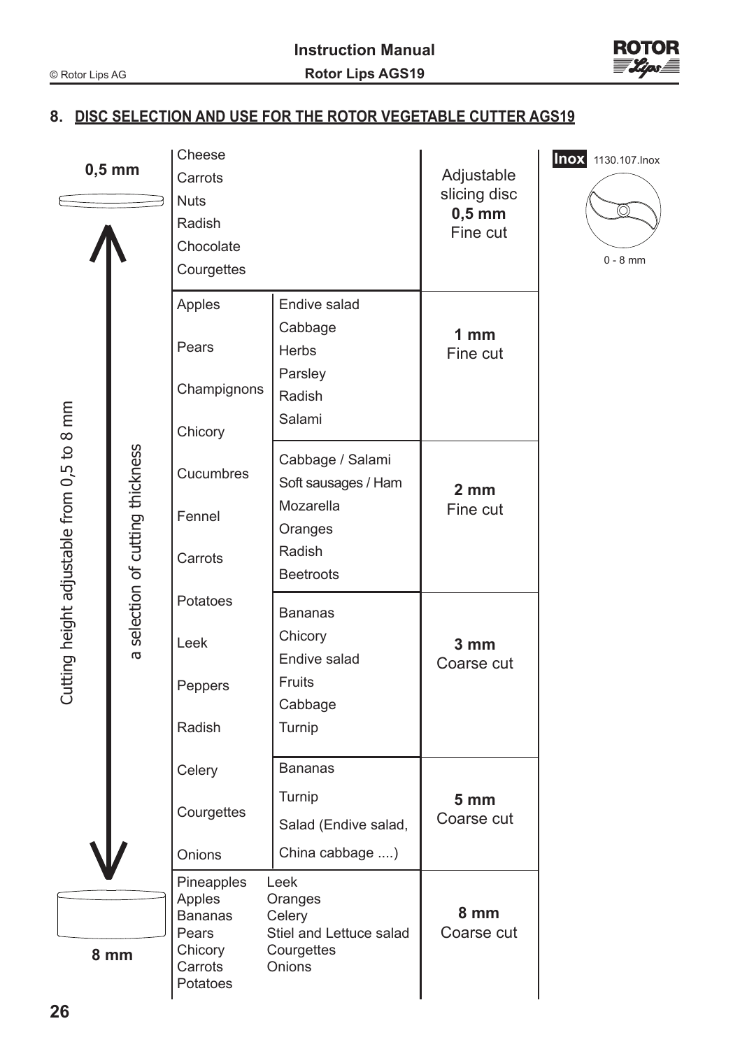## 8. DISC SELECTION AND USE FOR THE ROTOR VEGETABLE CUTTER AGS19

Cutting height adjustable from 0,5 to 8 mm — a selection of cutting thickness

| Thickness | Products | | Cut | Disc |
|---|---|---|---|---|
| 0,5 mm | Cheese, Carrots, Nuts, Radish, Chocolate, Courgettes | | Adjustable slicing disc **0,5 mm** Fine cut | Inox 1130.107.Inox (0 - 8 mm) |
| | Apples, Pears, Champignons, Chicory, Cucumbres, Fennel, Carrots, Potatoes, Leek, Peppers, Radish, Celery, Courgettes, Onions | Endive salad, Cabbage, Herbs, Parsley, Radish, Salami | **1 mm** Fine cut | |
| | | Cabbage / Salami, Soft sausages / Ham, Mozarella, Oranges, Radish, Beetroots | **2 mm** Fine cut | |
| | | Bananas, Chicory, Endive salad, Fruits, Cabbage, Turnip | **3 mm** Coarse cut | |
| | | Bananas, Turnip, Salad (Endive salad, China cabbage ....) | **5 mm** Coarse cut | |
| 8 mm | Pineapples, Apples, Bananas, Pears, Chicory, Carrots, Potatoes | Leek, Oranges, Celery, Stiel and Lettuce salad, Courgettes, Onions | **8 mm** Coarse cut | |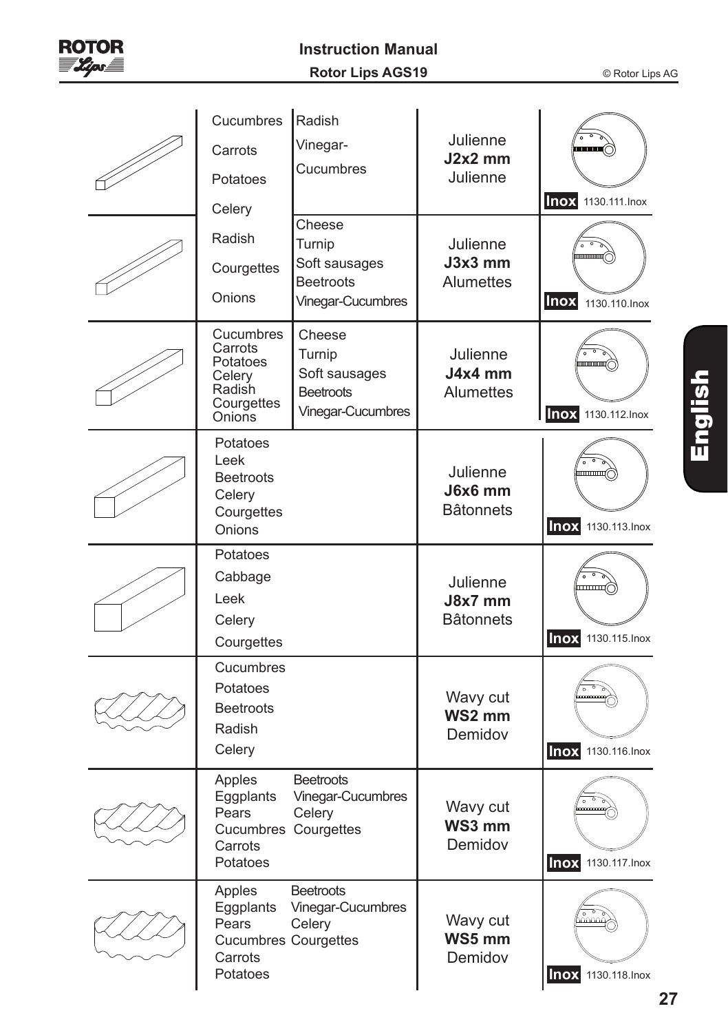| Cut | Vegetables | | Type | Part no. |
|---|---|---|---|---|
| | Cucumbres, Carrots, Potatoes, Celery | Radish, Vinegar-Cucumbres | Julienne **J2x2 mm** Julienne | Inox 1130.111.Inox |
| | Radish, Courgettes, Onions | Cheese, Turnip, Soft sausages, Beetroots, Vinegar-Cucumbres | Julienne **J3x3 mm** Alumettes | Inox 1130.110.Inox |
| | Cucumbres, Carrots, Potatoes, Celery, Radish, Courgettes, Onions | Cheese, Turnip, Soft sausages, Beetroots, Vinegar-Cucumbres | Julienne **J4x4 mm** Alumettes | Inox 1130.112.Inox |
| | Potatoes, Leek, Beetroots, Celery, Courgettes, Onions | | Julienne **J6x6 mm** Bâtonnets | Inox 1130.113.Inox |
| | Potatoes, Cabbage, Leek, Celery, Courgettes | | Julienne **J8x7 mm** Bâtonnets | Inox 1130.115.Inox |
| | Cucumbres, Potatoes, Beetroots, Radish, Celery | | Wavy cut **WS2 mm** Demidov | Inox 1130.116.Inox |
| | Apples, Eggplants, Pears, Cucumbres, Carrots, Potatoes | Beetroots, Vinegar-Cucumbres, Celery, Courgettes | Wavy cut **WS3 mm** Demidov | Inox 1130.117.Inox |
| | Apples, Eggplants, Pears, Cucumbres, Carrots, Potatoes | Beetroots, Vinegar-Cucumbres, Celery, Courgettes | Wavy cut **WS5 mm** Demidov | Inox 1130.118.Inox |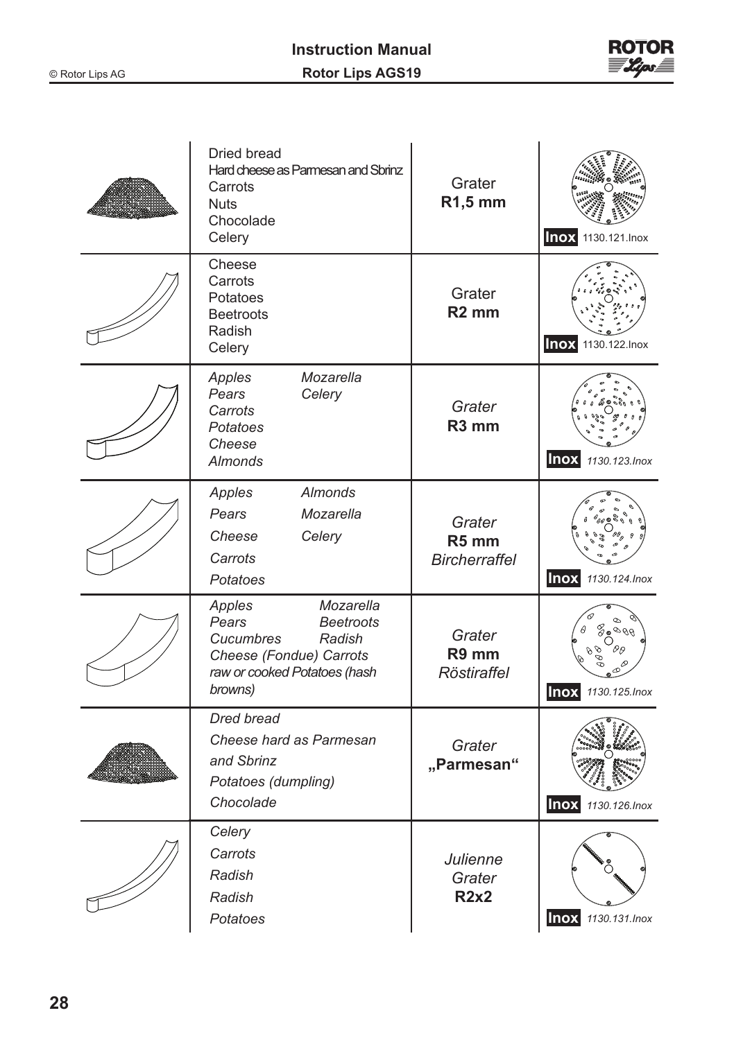| | Foods | Tool | Part no. |
|---|---|---|---|
| | Dried bread<br>Hard cheese as Parmesan and Sbrinz<br>Carrots<br>Nuts<br>Chocolade<br>Celery | Grater<br>**R1,5 mm** | **Inox** 1130.121.Inox |
| | Cheese<br>Carrots<br>Potatoes<br>Beetroots<br>Radish<br>Celery | Grater<br>**R2 mm** | **Inox** 1130.122.Inox |
| | *Apples* *Mozarella*<br>*Pears* *Celery*<br>*Carrots*<br>*Potatoes*<br>*Cheese*<br>*Almonds* | *Grater*<br>**R3 mm** | **Inox** *1130.123.Inox* |
| | *Apples* *Almonds*<br>*Pears* *Mozarella*<br>*Cheese* *Celery*<br>*Carrots*<br>*Potatoes* | *Grater*<br>**R5 mm**<br>*Bircherraffel* | **Inox** *1130.124.Inox* |
| | *Apples* *Mozarella*<br>*Pears* *Beetroots*<br>*Cucumbres* *Radish*<br>*Cheese (Fondue) Carrots*<br>*raw or cooked Potatoes (hash browns)* | *Grater*<br>**R9 mm**<br>*Röstiraffel* | **Inox** *1130.125.Inox* |
| | *Dred bread*<br>*Cheese hard as Parmesan and Sbrinz*<br>*Potatoes (dumpling)*<br>*Chocolade* | *Grater*<br>**„Parmesan“** | **Inox** *1130.126.Inox* |
| | *Celery*<br>*Carrots*<br>*Radish*<br>*Radish*<br>*Potatoes* | *Julienne*<br>*Grater*<br>**R2x2** | **Inox** *1130.131.Inox* |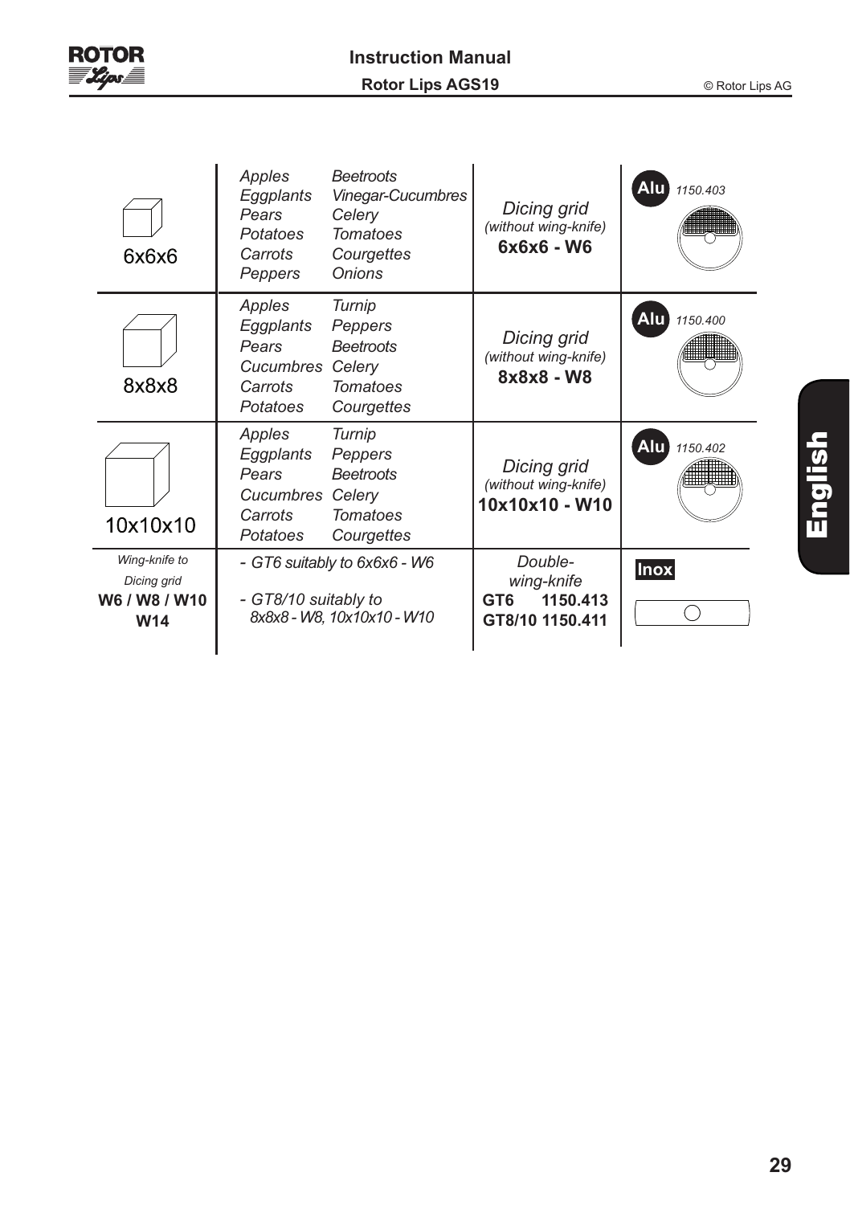| | | | |
|---|---|---|---|
| 6x6x6 | *Apples* *Beetroots*<br>*Eggplants* *Vinegar-Cucumbres*<br>*Pears* *Celery*<br>*Potatoes* *Tomatoes*<br>*Carrots* *Courgettes*<br>*Peppers* *Onions* | *Dicing grid*<br>*(without wing-knife)*<br>**6x6x6 - W6** | **Alu** *1150.403* |
| 8x8x8 | *Apples* *Turnip*<br>*Eggplants* *Peppers*<br>*Pears* *Beetroots*<br>*Cucumbres* *Celery*<br>*Carrots* *Tomatoes*<br>*Potatoes* *Courgettes* | *Dicing grid*<br>*(without wing-knife)*<br>**8x8x8 - W8** | **Alu** *1150.400* |
| 10x10x10 | *Apples* *Turnip*<br>*Eggplants* *Peppers*<br>*Pears* *Beetroots*<br>*Cucumbres* *Celery*<br>*Carrots* *Tomatoes*<br>*Potatoes* *Courgettes* | *Dicing grid*<br>*(without wing-knife)*<br>**10x10x10 - W10** | **Alu** *1150.402* |
| *Wing-knife to*<br>*Dicing grid*<br>**W6 / W8 / W10**<br>**W14** | *- GT6 suitably to 6x6x6 - W6*<br><br>*- GT8/10 suitably to*<br>*8x8x8 - W8, 10x10x10 - W10* | *Double-*<br>*wing-knife*<br>**GT6 1150.413**<br>**GT8/10 1150.411** | **Inox** |

English